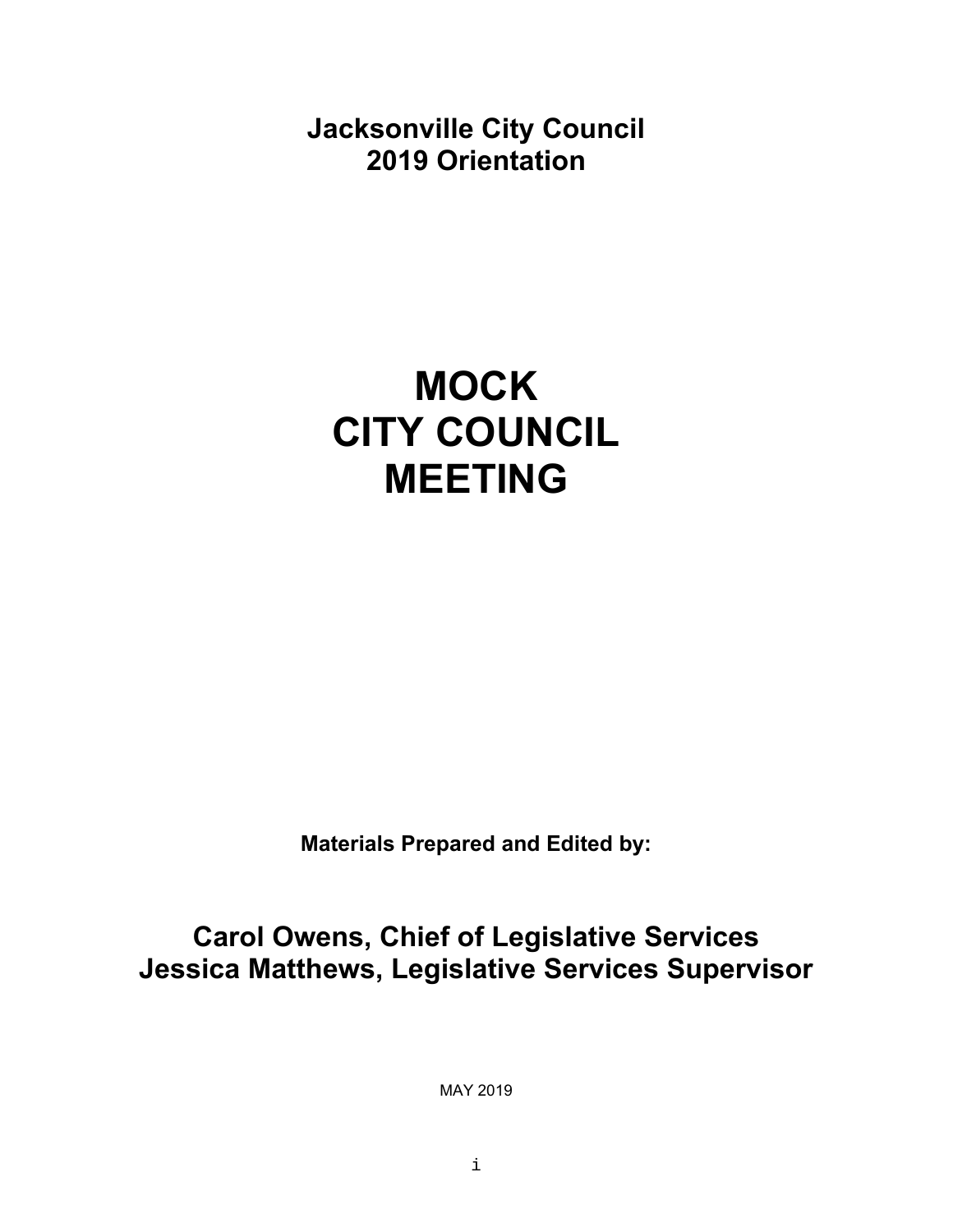**Jacksonville City Council**
**2019 Orientation**

# MOCK CITY COUNCIL MEETING

**Materials Prepared and Edited by:**

## Carol Owens, Chief of Legislative Services
## Jessica Matthews, Legislative Services Supervisor

MAY 2019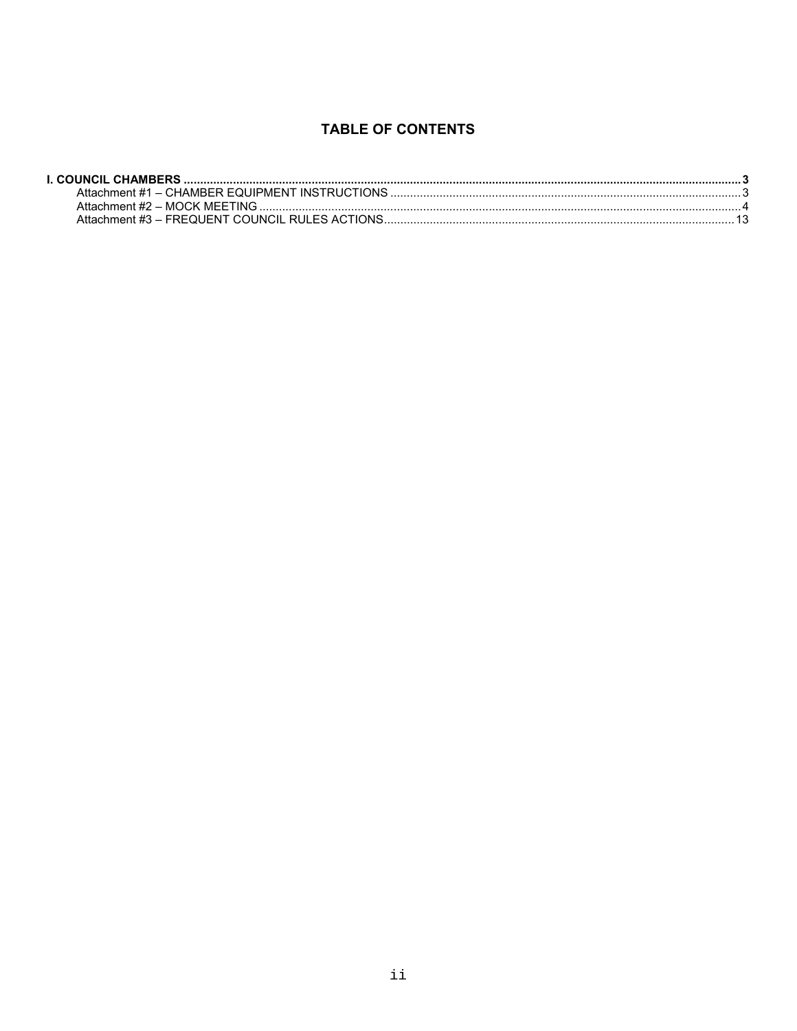## TABLE OF CONTENTS

**I. COUNCIL CHAMBERS** ........................................................................ **3**
- Attachment #1 – CHAMBER EQUIPMENT INSTRUCTIONS .................................... 3
- Attachment #2 – MOCK MEETING ....................................................... 4
- Attachment #3 – FREQUENT COUNCIL RULES ACTIONS ...................................... 13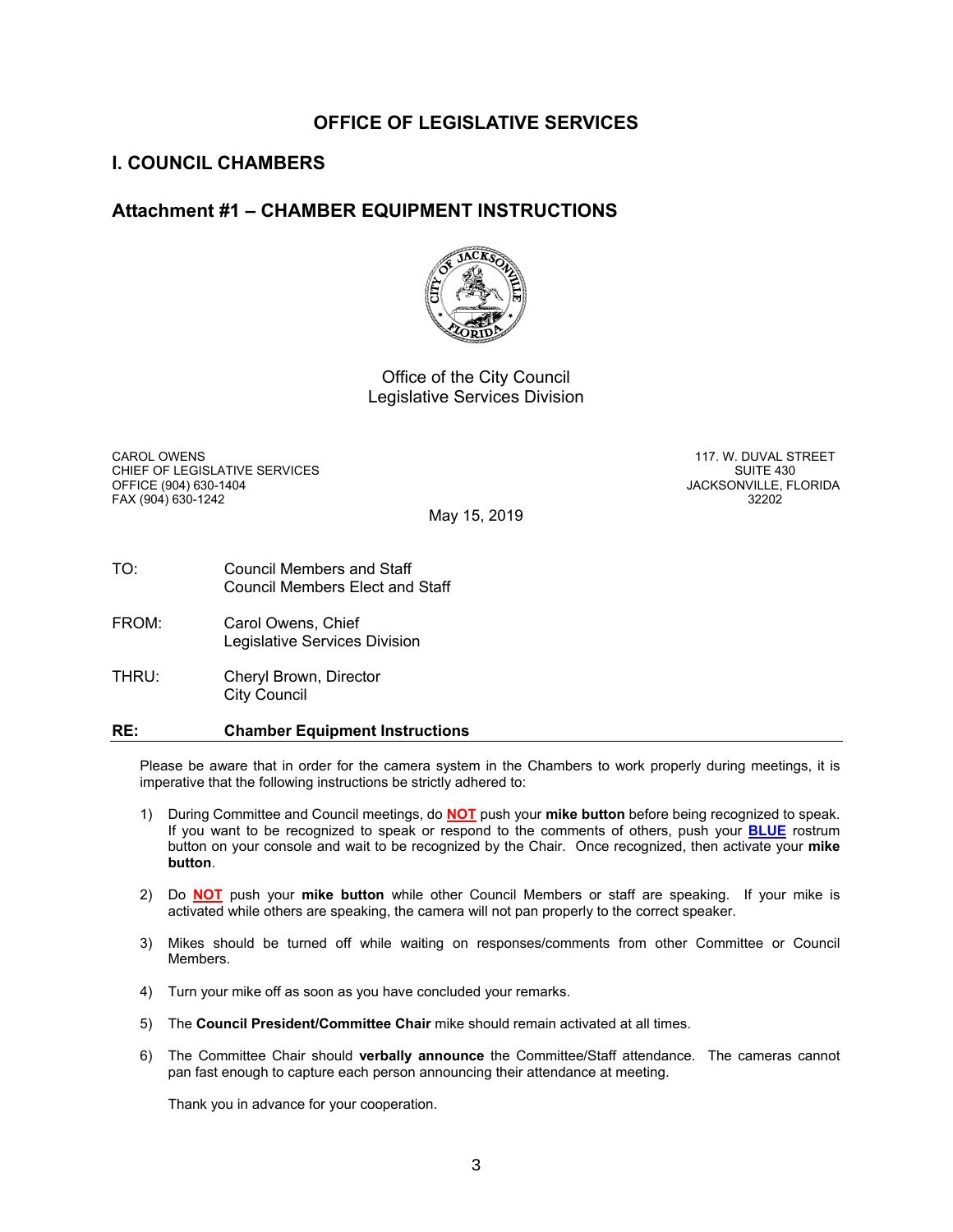## OFFICE OF LEGISLATIVE SERVICES

## I. COUNCIL CHAMBERS

### Attachment #1 – CHAMBER EQUIPMENT INSTRUCTIONS

Office of the City Council
Legislative Services Division

CAROL OWENS
CHIEF OF LEGISLATIVE SERVICES
OFFICE (904) 630-1404
FAX (904) 630-1242

117. W. DUVAL STREET
SUITE 430
JACKSONVILLE, FLORIDA
32202

May 15, 2019

TO: Council Members and Staff
Council Members Elect and Staff

FROM: Carol Owens, Chief
Legislative Services Division

THRU: Cheryl Brown, Director
City Council

**RE: Chamber Equipment Instructions**

Please be aware that in order for the camera system in the Chambers to work properly during meetings, it is imperative that the following instructions be strictly adhered to:

1) During Committee and Council meetings, do **NOT** push your **mike button** before being recognized to speak. If you want to be recognized to speak or respond to the comments of others, push your **BLUE** rostrum button on your console and wait to be recognized by the Chair. Once recognized, then activate your **mike button**.

2) Do **NOT** push your **mike button** while other Council Members or staff are speaking. If your mike is activated while others are speaking, the camera will not pan properly to the correct speaker.

3) Mikes should be turned off while waiting on responses/comments from other Committee or Council Members.

4) Turn your mike off as soon as you have concluded your remarks.

5) The **Council President/Committee Chair** mike should remain activated at all times.

6) The Committee Chair should **verbally announce** the Committee/Staff attendance. The cameras cannot pan fast enough to capture each person announcing their attendance at meeting.

Thank you in advance for your cooperation.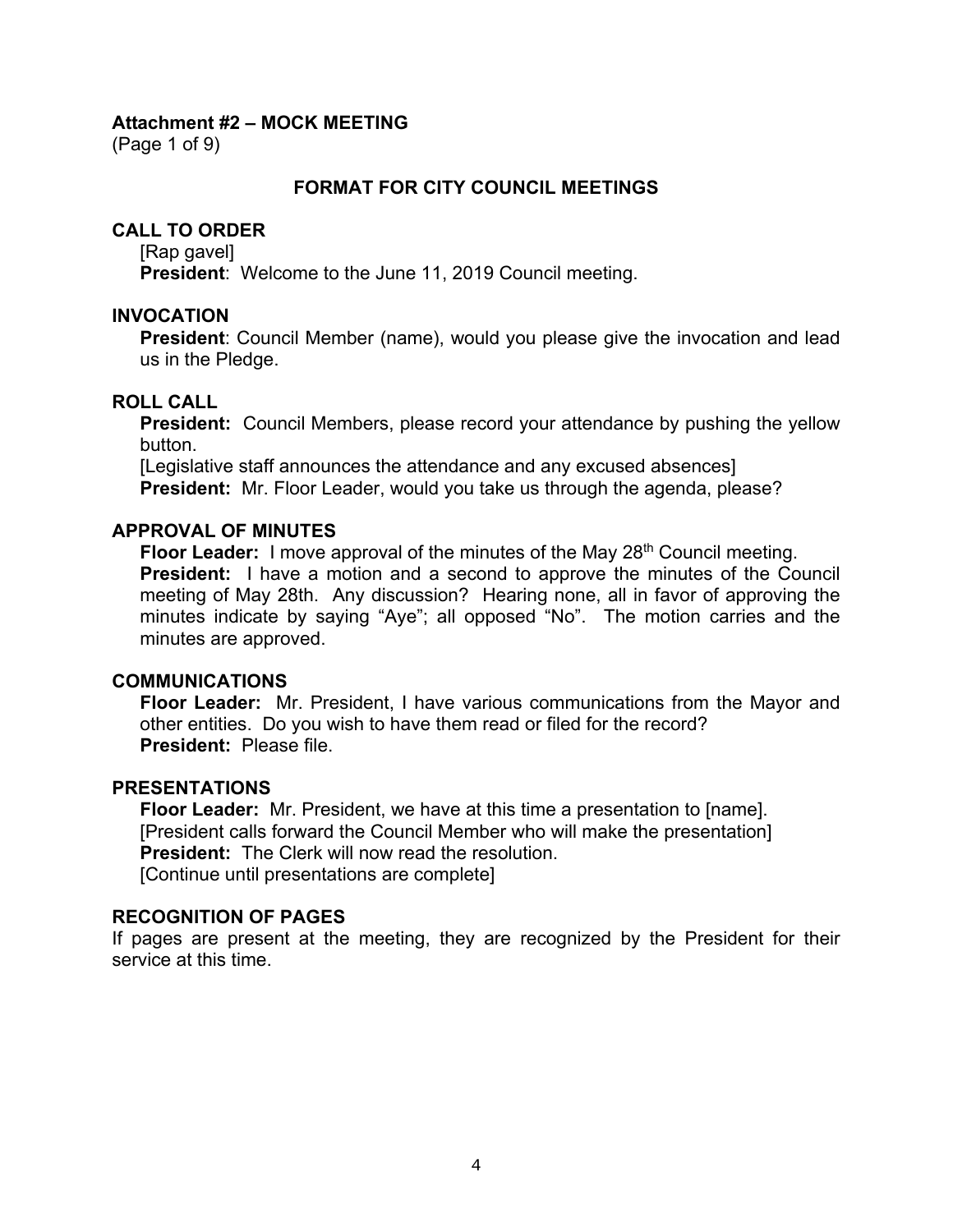**Attachment #2 – MOCK MEETING**
(Page 1 of 9)

## FORMAT FOR CITY COUNCIL MEETINGS

### CALL TO ORDER

[Rap gavel]
**President**: Welcome to the June 11, 2019 Council meeting.

### INVOCATION

**President**: Council Member (name), would you please give the invocation and lead us in the Pledge.

### ROLL CALL

**President:** Council Members, please record your attendance by pushing the yellow button.
[Legislative staff announces the attendance and any excused absences]
**President:** Mr. Floor Leader, would you take us through the agenda, please?

### APPROVAL OF MINUTES

**Floor Leader:** I move approval of the minutes of the May 28th Council meeting.
**President:** I have a motion and a second to approve the minutes of the Council meeting of May 28th. Any discussion? Hearing none, all in favor of approving the minutes indicate by saying "Aye"; all opposed "No". The motion carries and the minutes are approved.

### COMMUNICATIONS

**Floor Leader:** Mr. President, I have various communications from the Mayor and other entities. Do you wish to have them read or filed for the record?
**President:** Please file.

### PRESENTATIONS

**Floor Leader:** Mr. President, we have at this time a presentation to [name].
[President calls forward the Council Member who will make the presentation]
**President:** The Clerk will now read the resolution.
[Continue until presentations are complete]

### RECOGNITION OF PAGES

If pages are present at the meeting, they are recognized by the President for their service at this time.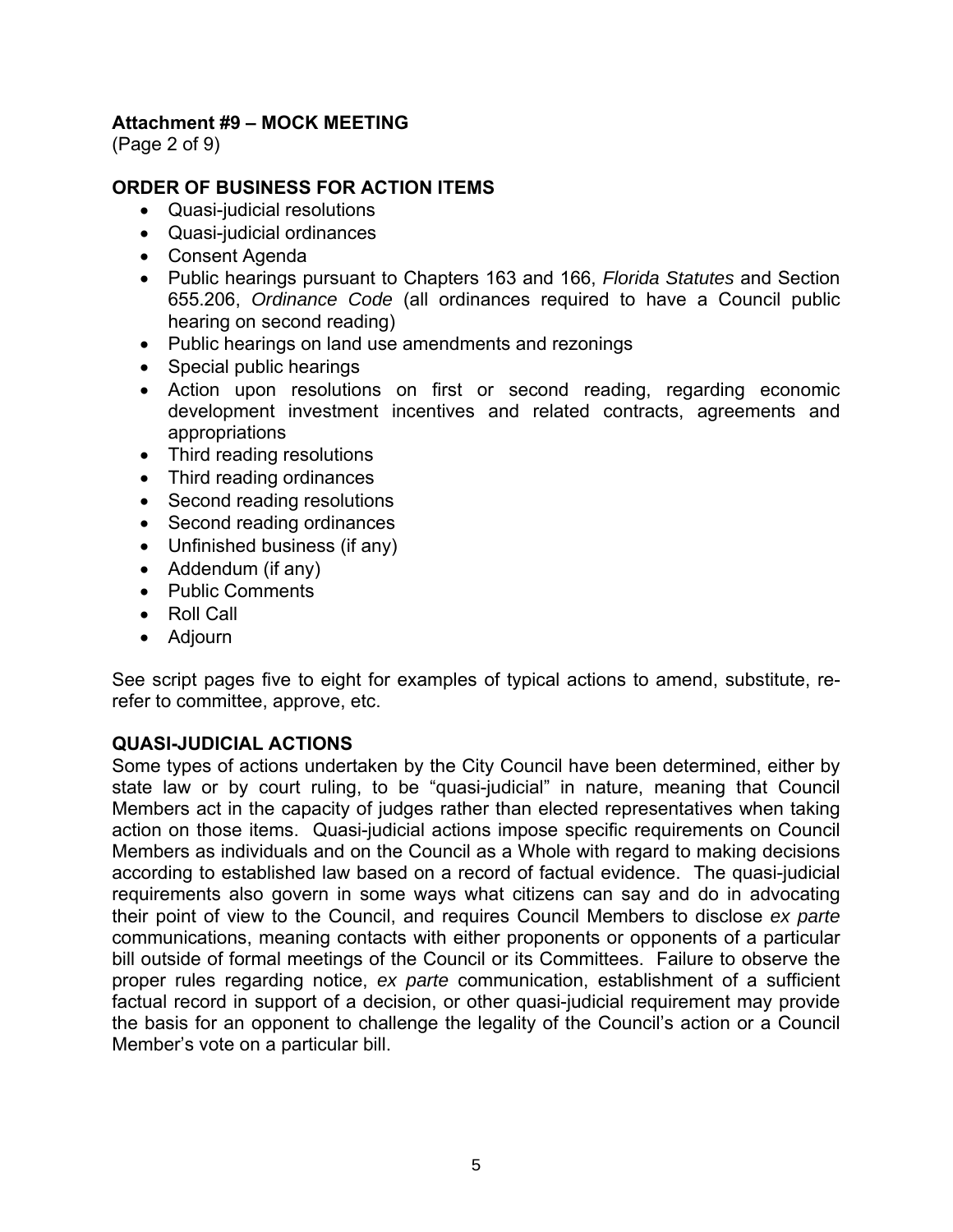**Attachment #9 – MOCK MEETING**
(Page 2 of 9)

## ORDER OF BUSINESS FOR ACTION ITEMS

- Quasi-judicial resolutions
- Quasi-judicial ordinances
- Consent Agenda
- Public hearings pursuant to Chapters 163 and 166, *Florida Statutes* and Section 655.206, *Ordinance Code* (all ordinances required to have a Council public hearing on second reading)
- Public hearings on land use amendments and rezonings
- Special public hearings
- Action upon resolutions on first or second reading, regarding economic development investment incentives and related contracts, agreements and appropriations
- Third reading resolutions
- Third reading ordinances
- Second reading resolutions
- Second reading ordinances
- Unfinished business (if any)
- Addendum (if any)
- Public Comments
- Roll Call
- Adjourn

See script pages five to eight for examples of typical actions to amend, substitute, re-refer to committee, approve, etc.

## QUASI-JUDICIAL ACTIONS

Some types of actions undertaken by the City Council have been determined, either by state law or by court ruling, to be "quasi-judicial" in nature, meaning that Council Members act in the capacity of judges rather than elected representatives when taking action on those items. Quasi-judicial actions impose specific requirements on Council Members as individuals and on the Council as a Whole with regard to making decisions according to established law based on a record of factual evidence. The quasi-judicial requirements also govern in some ways what citizens can say and do in advocating their point of view to the Council, and requires Council Members to disclose *ex parte* communications, meaning contacts with either proponents or opponents of a particular bill outside of formal meetings of the Council or its Committees. Failure to observe the proper rules regarding notice, *ex parte* communication, establishment of a sufficient factual record in support of a decision, or other quasi-judicial requirement may provide the basis for an opponent to challenge the legality of the Council's action or a Council Member's vote on a particular bill.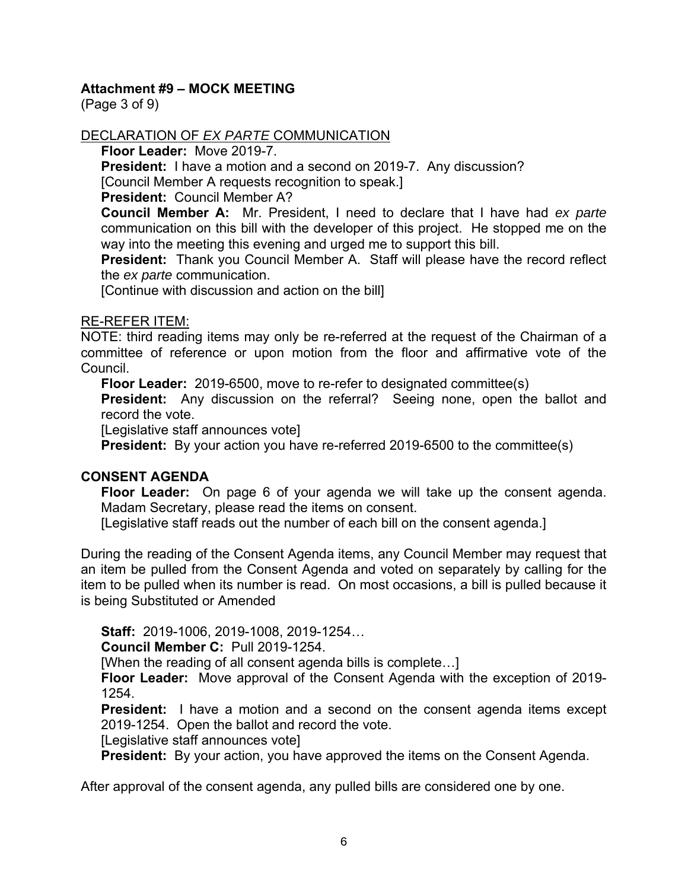**Attachment #9 – MOCK MEETING**
(Page 3 of 9)

DECLARATION OF *EX PARTE* COMMUNICATION

**Floor Leader:** Move 2019-7.

**President:** I have a motion and a second on 2019-7. Any discussion?

[Council Member A requests recognition to speak.]

**President:** Council Member A?

**Council Member A:** Mr. President, I need to declare that I have had *ex parte* communication on this bill with the developer of this project. He stopped me on the way into the meeting this evening and urged me to support this bill.

**President:** Thank you Council Member A. Staff will please have the record reflect the *ex parte* communication.

[Continue with discussion and action on the bill]

RE-REFER ITEM:

NOTE: third reading items may only be re-referred at the request of the Chairman of a committee of reference or upon motion from the floor and affirmative vote of the Council.

**Floor Leader:** 2019-6500, move to re-refer to designated committee(s)

**President:** Any discussion on the referral? Seeing none, open the ballot and record the vote.

[Legislative staff announces vote]

**President:** By your action you have re-referred 2019-6500 to the committee(s)

**CONSENT AGENDA**

**Floor Leader:** On page 6 of your agenda we will take up the consent agenda. Madam Secretary, please read the items on consent.

[Legislative staff reads out the number of each bill on the consent agenda.]

During the reading of the Consent Agenda items, any Council Member may request that an item be pulled from the Consent Agenda and voted on separately by calling for the item to be pulled when its number is read. On most occasions, a bill is pulled because it is being Substituted or Amended

**Staff:** 2019-1006, 2019-1008, 2019-1254…

**Council Member C:** Pull 2019-1254.

[When the reading of all consent agenda bills is complete…]

**Floor Leader:** Move approval of the Consent Agenda with the exception of 2019-1254.

**President:** I have a motion and a second on the consent agenda items except 2019-1254. Open the ballot and record the vote.

[Legislative staff announces vote]

**President:** By your action, you have approved the items on the Consent Agenda.

After approval of the consent agenda, any pulled bills are considered one by one.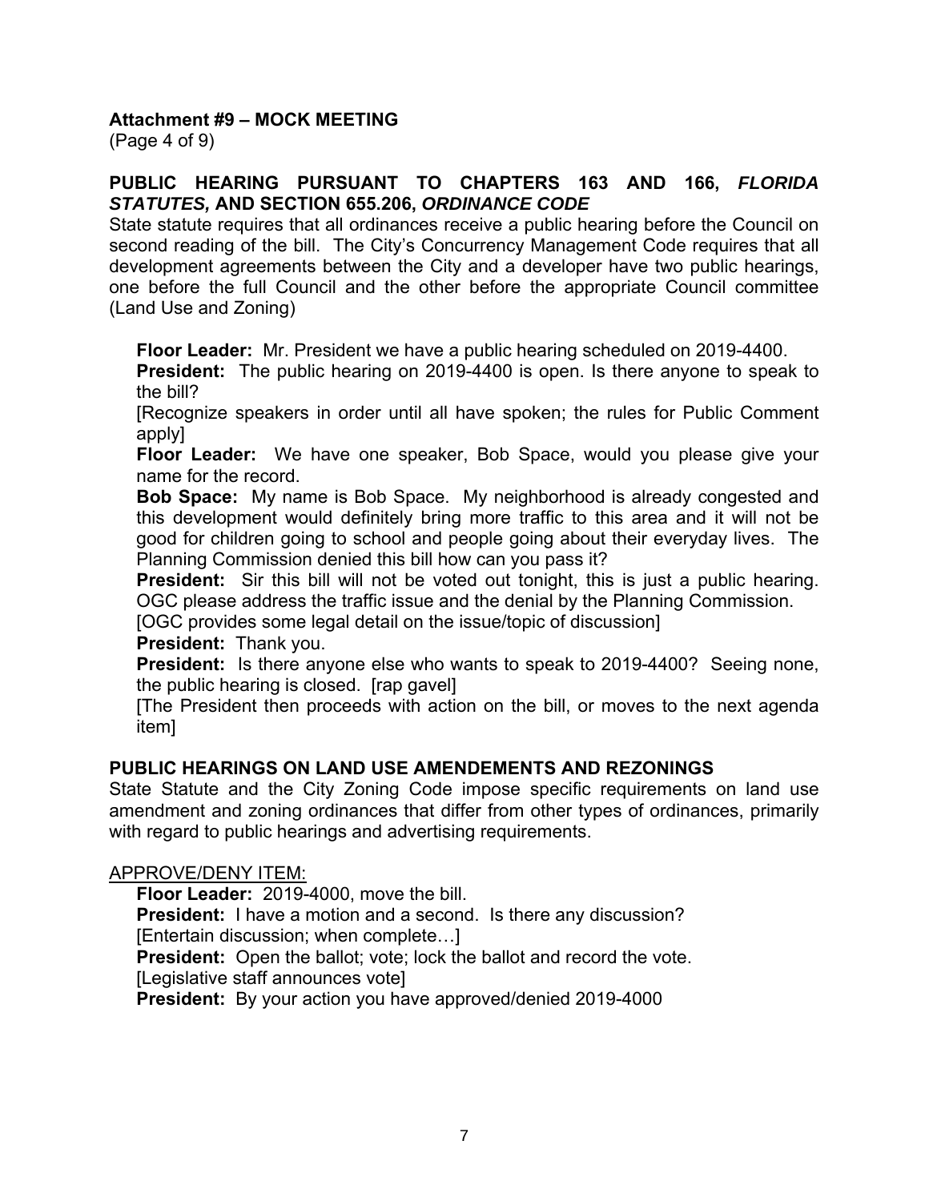**Attachment #9 – MOCK MEETING**
(Page 4 of 9)

**PUBLIC HEARING PURSUANT TO CHAPTERS 163 AND 166, *FLORIDA STATUTES,* AND SECTION 655.206, *ORDINANCE CODE***

State statute requires that all ordinances receive a public hearing before the Council on second reading of the bill. The City's Concurrency Management Code requires that all development agreements between the City and a developer have two public hearings, one before the full Council and the other before the appropriate Council committee (Land Use and Zoning)

**Floor Leader:** Mr. President we have a public hearing scheduled on 2019-4400.

**President:** The public hearing on 2019-4400 is open. Is there anyone to speak to the bill?

[Recognize speakers in order until all have spoken; the rules for Public Comment apply]

**Floor Leader:** We have one speaker, Bob Space, would you please give your name for the record.

**Bob Space:** My name is Bob Space. My neighborhood is already congested and this development would definitely bring more traffic to this area and it will not be good for children going to school and people going about their everyday lives. The Planning Commission denied this bill how can you pass it?

**President:** Sir this bill will not be voted out tonight, this is just a public hearing. OGC please address the traffic issue and the denial by the Planning Commission.

[OGC provides some legal detail on the issue/topic of discussion]

**President:** Thank you.

**President:** Is there anyone else who wants to speak to 2019-4400? Seeing none, the public hearing is closed. [rap gavel]

[The President then proceeds with action on the bill, or moves to the next agenda item]

**PUBLIC HEARINGS ON LAND USE AMENDEMENTS AND REZONINGS**

State Statute and the City Zoning Code impose specific requirements on land use amendment and zoning ordinances that differ from other types of ordinances, primarily with regard to public hearings and advertising requirements.

<u>APPROVE/DENY ITEM:</u>

**Floor Leader:** 2019-4000, move the bill.

**President:** I have a motion and a second. Is there any discussion?

[Entertain discussion; when complete…]

**President:** Open the ballot; vote; lock the ballot and record the vote.

[Legislative staff announces vote]

**President:** By your action you have approved/denied 2019-4000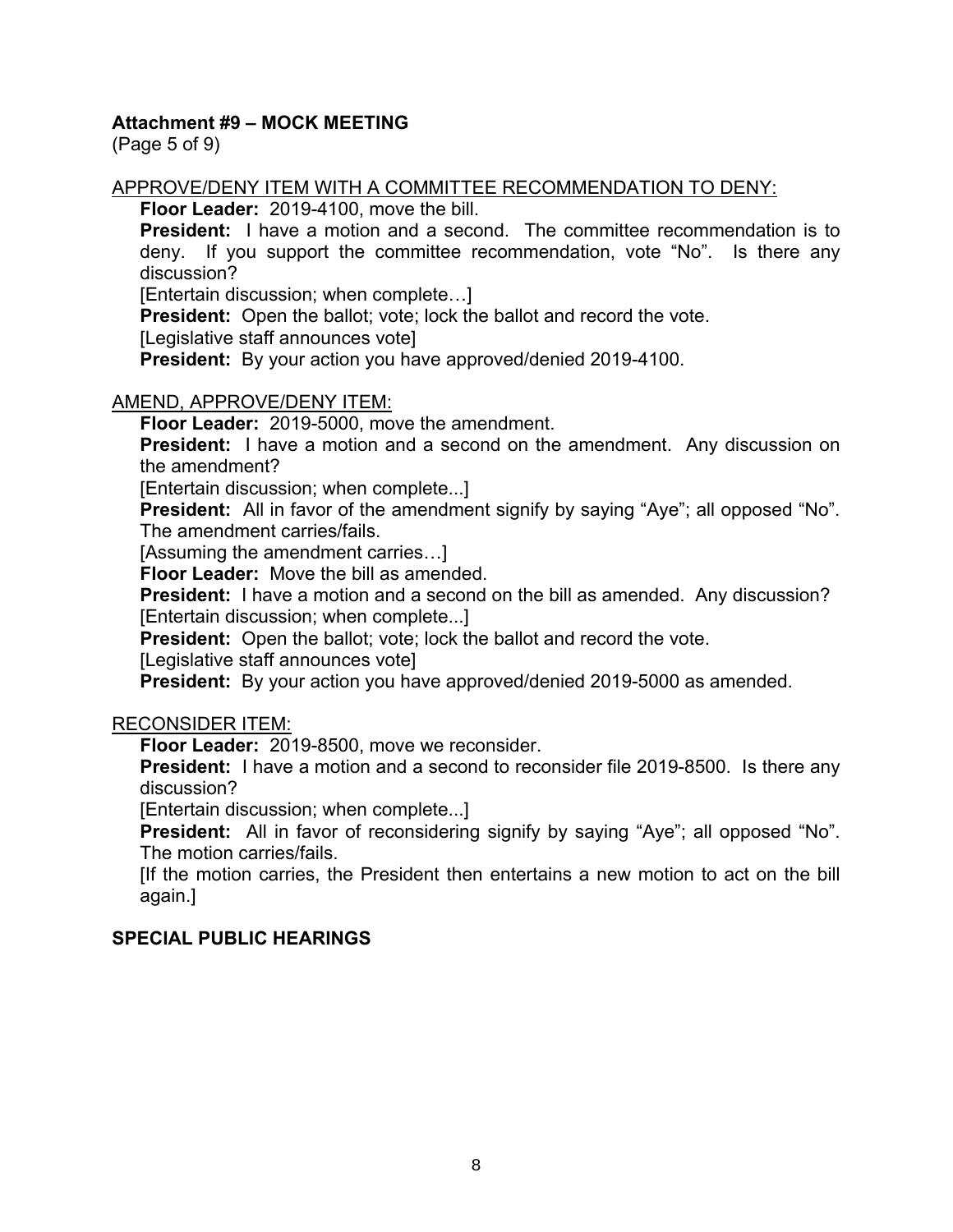**Attachment #9 – MOCK MEETING**
(Page 5 of 9)

APPROVE/DENY ITEM WITH A COMMITTEE RECOMMENDATION TO DENY:

**Floor Leader:** 2019-4100, move the bill.

**President:** I have a motion and a second. The committee recommendation is to deny. If you support the committee recommendation, vote "No". Is there any discussion?

[Entertain discussion; when complete…]

**President:** Open the ballot; vote; lock the ballot and record the vote.

[Legislative staff announces vote]

**President:** By your action you have approved/denied 2019-4100.

AMEND, APPROVE/DENY ITEM:

**Floor Leader:** 2019-5000, move the amendment.

**President:** I have a motion and a second on the amendment. Any discussion on the amendment?

[Entertain discussion; when complete...]

**President:** All in favor of the amendment signify by saying "Aye"; all opposed "No". The amendment carries/fails.

[Assuming the amendment carries…]

**Floor Leader:** Move the bill as amended.

**President:** I have a motion and a second on the bill as amended. Any discussion?

[Entertain discussion; when complete...]

**President:** Open the ballot; vote; lock the ballot and record the vote.

[Legislative staff announces vote]

**President:** By your action you have approved/denied 2019-5000 as amended.

RECONSIDER ITEM:

**Floor Leader:** 2019-8500, move we reconsider.

**President:** I have a motion and a second to reconsider file 2019-8500. Is there any discussion?

[Entertain discussion; when complete...]

**President:** All in favor of reconsidering signify by saying "Aye"; all opposed "No". The motion carries/fails.

[If the motion carries, the President then entertains a new motion to act on the bill again.]

**SPECIAL PUBLIC HEARINGS**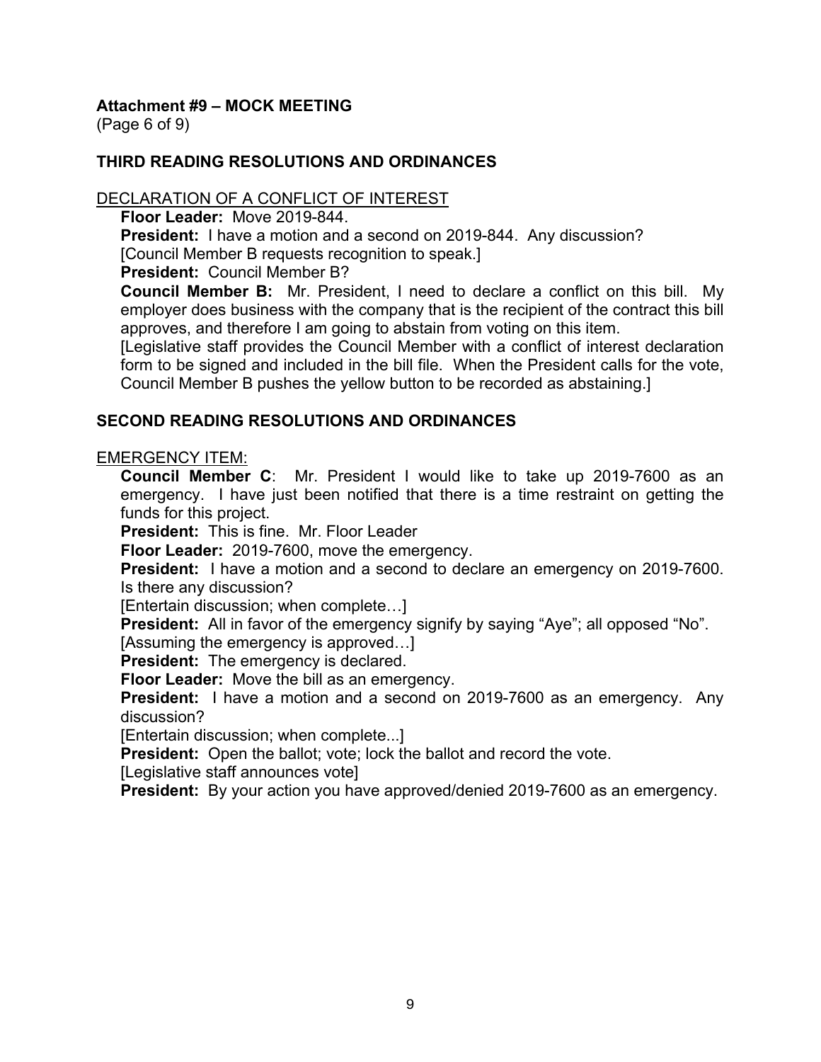**Attachment #9 – MOCK MEETING**

(Page 6 of 9)

## THIRD READING RESOLUTIONS AND ORDINANCES

DECLARATION OF A CONFLICT OF INTEREST

**Floor Leader:** Move 2019-844.

**President:** I have a motion and a second on 2019-844. Any discussion?

[Council Member B requests recognition to speak.]

**President:** Council Member B?

**Council Member B:** Mr. President, I need to declare a conflict on this bill. My employer does business with the company that is the recipient of the contract this bill approves, and therefore I am going to abstain from voting on this item.

[Legislative staff provides the Council Member with a conflict of interest declaration form to be signed and included in the bill file. When the President calls for the vote, Council Member B pushes the yellow button to be recorded as abstaining.]

## SECOND READING RESOLUTIONS AND ORDINANCES

EMERGENCY ITEM:

**Council Member C**: Mr. President I would like to take up 2019-7600 as an emergency. I have just been notified that there is a time restraint on getting the funds for this project.

**President:** This is fine. Mr. Floor Leader

**Floor Leader:** 2019-7600, move the emergency.

**President:** I have a motion and a second to declare an emergency on 2019-7600. Is there any discussion?

[Entertain discussion; when complete…]

**President:** All in favor of the emergency signify by saying "Aye"; all opposed "No".

[Assuming the emergency is approved…]

**President:** The emergency is declared.

**Floor Leader:** Move the bill as an emergency.

**President:** I have a motion and a second on 2019-7600 as an emergency. Any discussion?

[Entertain discussion; when complete...]

**President:** Open the ballot; vote; lock the ballot and record the vote.

[Legislative staff announces vote]

**President:** By your action you have approved/denied 2019-7600 as an emergency.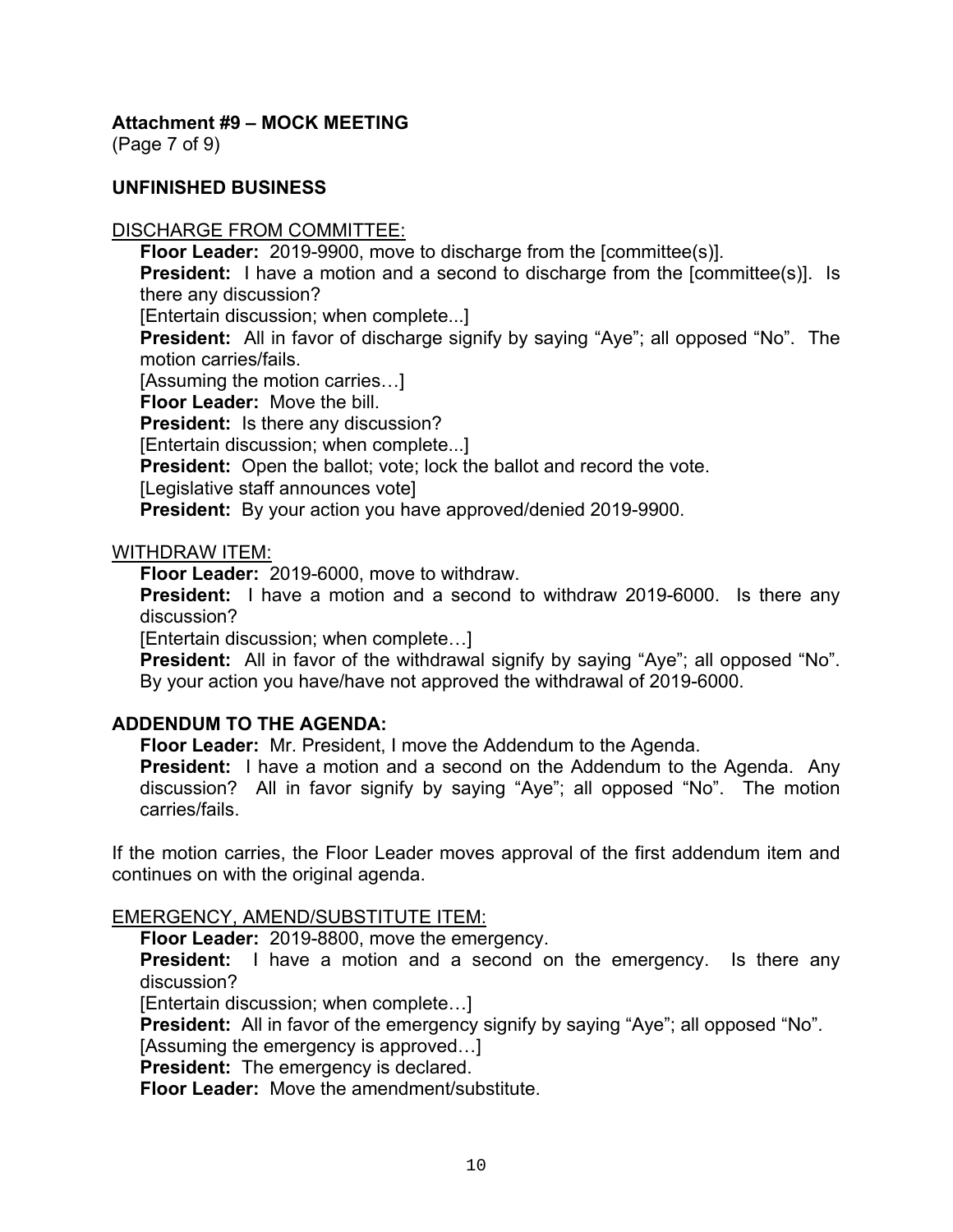**Attachment #9 – MOCK MEETING**
(Page 7 of 9)

**UNFINISHED BUSINESS**

DISCHARGE FROM COMMITTEE:

**Floor Leader:** 2019-9900, move to discharge from the [committee(s)].
**President:** I have a motion and a second to discharge from the [committee(s)]. Is there any discussion?
[Entertain discussion; when complete...]
**President:** All in favor of discharge signify by saying "Aye"; all opposed "No". The motion carries/fails.
[Assuming the motion carries…]
**Floor Leader:** Move the bill.
**President:** Is there any discussion?
[Entertain discussion; when complete...]
**President:** Open the ballot; vote; lock the ballot and record the vote.
[Legislative staff announces vote]
**President:** By your action you have approved/denied 2019-9900.

WITHDRAW ITEM:

**Floor Leader:** 2019-6000, move to withdraw.
**President:** I have a motion and a second to withdraw 2019-6000. Is there any discussion?
[Entertain discussion; when complete…]
**President:** All in favor of the withdrawal signify by saying "Aye"; all opposed "No". By your action you have/have not approved the withdrawal of 2019-6000.

**ADDENDUM TO THE AGENDA:**

**Floor Leader:** Mr. President, I move the Addendum to the Agenda.
**President:** I have a motion and a second on the Addendum to the Agenda. Any discussion? All in favor signify by saying "Aye"; all opposed "No". The motion carries/fails.

If the motion carries, the Floor Leader moves approval of the first addendum item and continues on with the original agenda.

EMERGENCY, AMEND/SUBSTITUTE ITEM:

**Floor Leader:** 2019-8800, move the emergency.
**President:** I have a motion and a second on the emergency. Is there any discussion?
[Entertain discussion; when complete…]
**President:** All in favor of the emergency signify by saying "Aye"; all opposed "No".
[Assuming the emergency is approved…]
**President:** The emergency is declared.
**Floor Leader:** Move the amendment/substitute.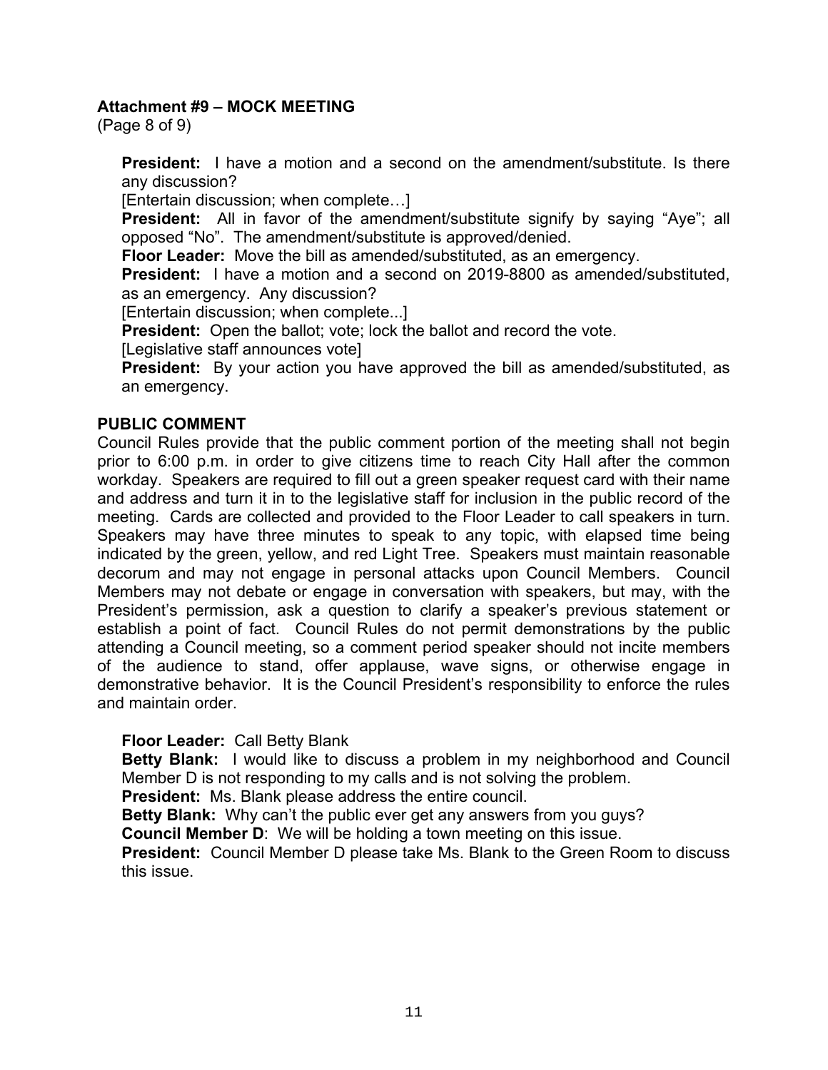**Attachment #9 – MOCK MEETING**
(Page 8 of 9)

**President:** I have a motion and a second on the amendment/substitute. Is there any discussion?

[Entertain discussion; when complete…]

**President:** All in favor of the amendment/substitute signify by saying "Aye"; all opposed "No". The amendment/substitute is approved/denied.

**Floor Leader:** Move the bill as amended/substituted, as an emergency.

**President:** I have a motion and a second on 2019-8800 as amended/substituted, as an emergency. Any discussion?

[Entertain discussion; when complete...]

**President:** Open the ballot; vote; lock the ballot and record the vote.

[Legislative staff announces vote]

**President:** By your action you have approved the bill as amended/substituted, as an emergency.

**PUBLIC COMMENT**

Council Rules provide that the public comment portion of the meeting shall not begin prior to 6:00 p.m. in order to give citizens time to reach City Hall after the common workday. Speakers are required to fill out a green speaker request card with their name and address and turn it in to the legislative staff for inclusion in the public record of the meeting. Cards are collected and provided to the Floor Leader to call speakers in turn. Speakers may have three minutes to speak to any topic, with elapsed time being indicated by the green, yellow, and red Light Tree. Speakers must maintain reasonable decorum and may not engage in personal attacks upon Council Members. Council Members may not debate or engage in conversation with speakers, but may, with the President's permission, ask a question to clarify a speaker's previous statement or establish a point of fact. Council Rules do not permit demonstrations by the public attending a Council meeting, so a comment period speaker should not incite members of the audience to stand, offer applause, wave signs, or otherwise engage in demonstrative behavior. It is the Council President's responsibility to enforce the rules and maintain order.

**Floor Leader:** Call Betty Blank

**Betty Blank:** I would like to discuss a problem in my neighborhood and Council Member D is not responding to my calls and is not solving the problem.

**President:** Ms. Blank please address the entire council.

**Betty Blank:** Why can't the public ever get any answers from you guys?

**Council Member D**: We will be holding a town meeting on this issue.

**President:** Council Member D please take Ms. Blank to the Green Room to discuss this issue.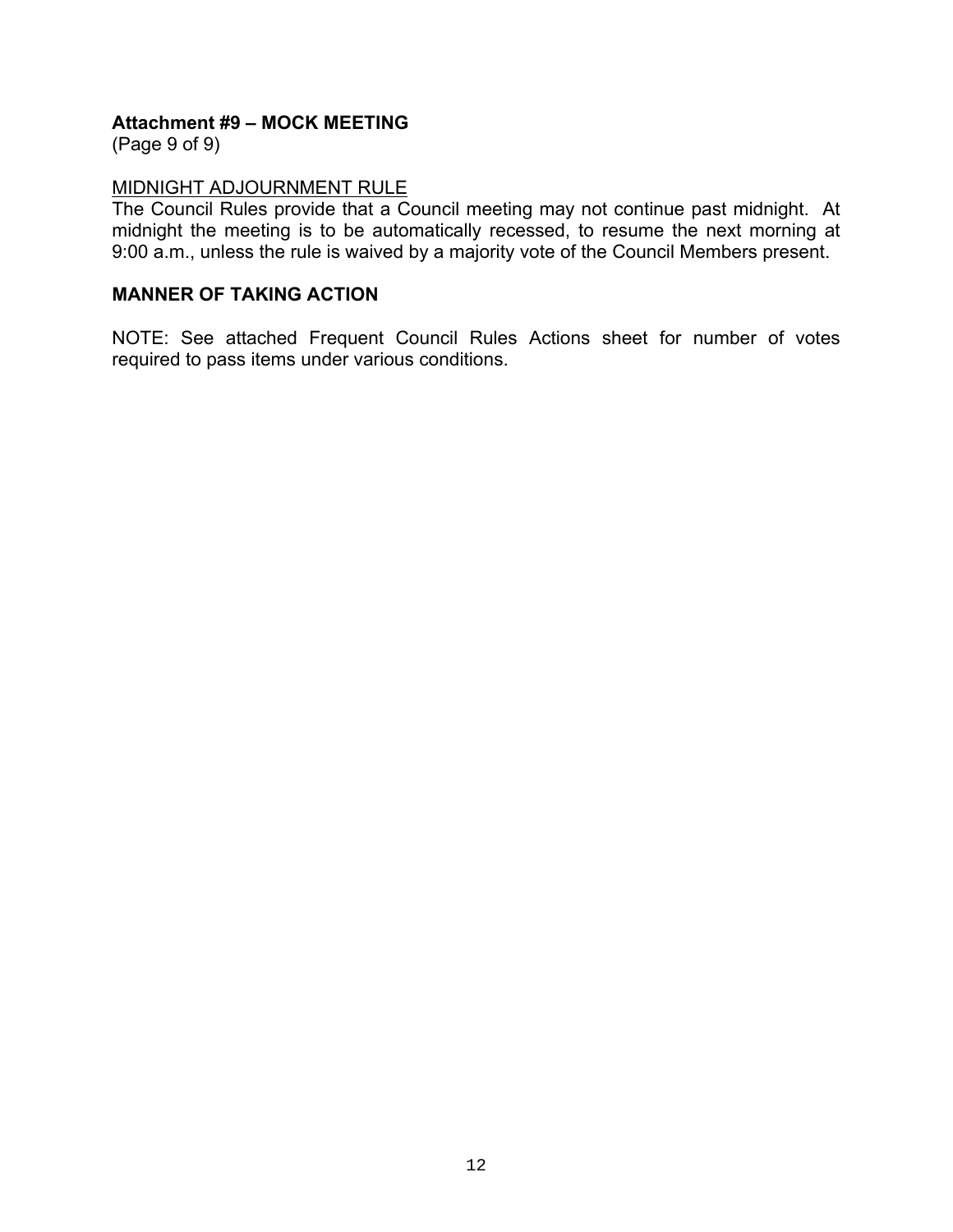**Attachment #9 – MOCK MEETING**
(Page 9 of 9)

MIDNIGHT ADJOURNMENT RULE
The Council Rules provide that a Council meeting may not continue past midnight. At midnight the meeting is to be automatically recessed, to resume the next morning at 9:00 a.m., unless the rule is waived by a majority vote of the Council Members present.

**MANNER OF TAKING ACTION**

NOTE: See attached Frequent Council Rules Actions sheet for number of votes required to pass items under various conditions.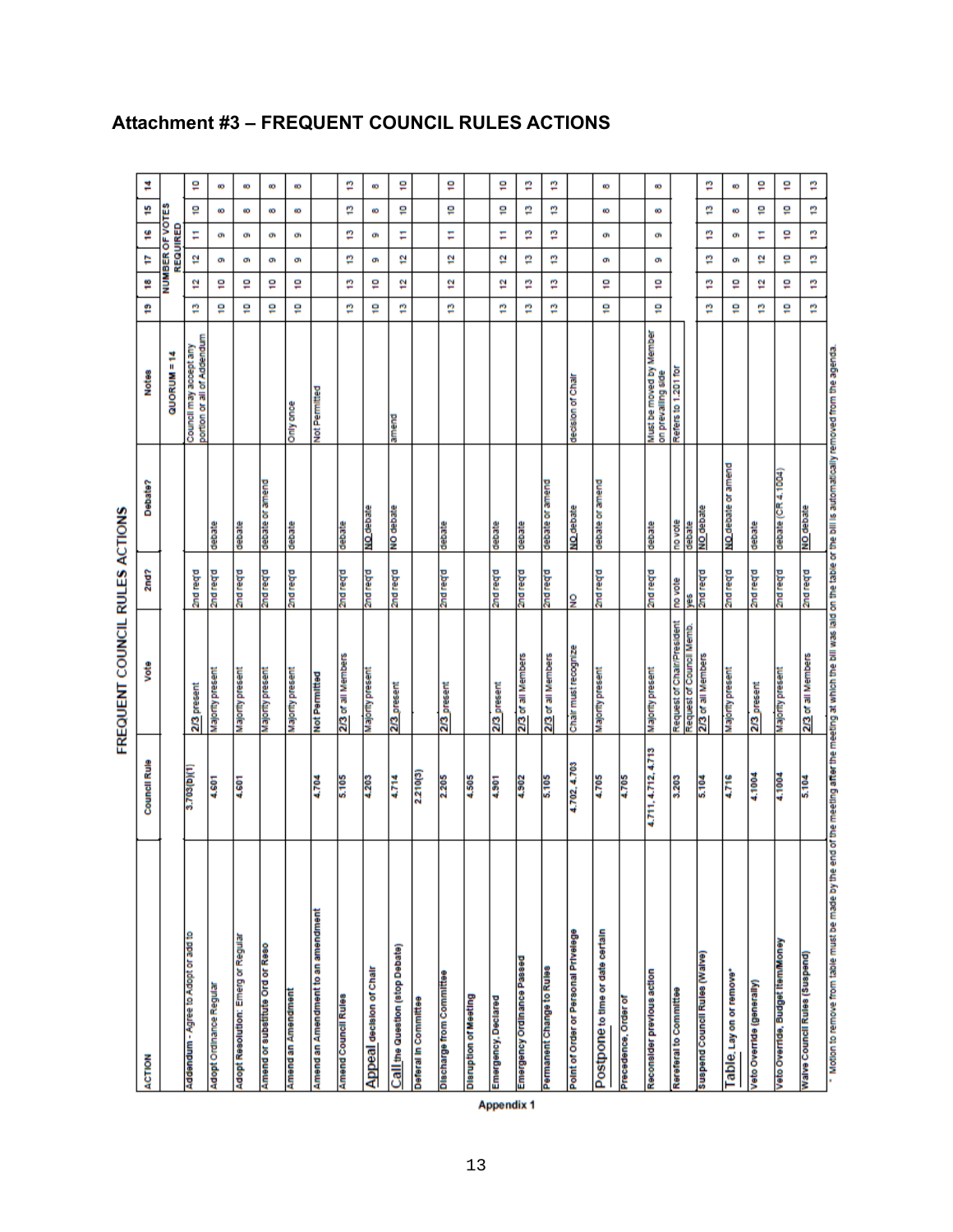## Attachment #3 – FREQUENT COUNCIL RULES ACTIONS

FREQUENT COUNCIL RULES ACTIONS

| ACTION | Council Rule | Vote | 2nd? | Debate? | Notes | 19 | 18 | 17 | 16 | 15 | 14 |
|---|---|---|---|---|---|---|---|---|---|---|---|
| | | | | | QUORUM = 14 | NUMBER OF VOTES REQUIRED | | | | | |
| Addendum - Agree to Adopt or add to | 3.703(b)(1) | 2/3 present | 2nd req'd | | Council may accept any portion or all of Addendum | 13 | 12 | 12 | 11 | 10 | 10 |
| Adopt Ordinance Regular | 4.601 | Majority present | 2nd req'd | debate | | 10 | 10 | 9 | 9 | 8 | 8 |
| Adopt Resolution: Emerg or Regular | 4.601 | Majority present | 2nd req'd | debate | | 10 | 10 | 9 | 9 | 8 | 8 |
| Amend or substitute Ord or Reso | | Majority present | 2nd req'd | debate or amend | | 10 | 10 | 9 | 9 | 8 | 8 |
| Amend an Amendment | | Majority present | 2nd req'd | debate | Only once | 10 | 10 | 9 | 9 | 8 | 8 |
| Amend an Amendment to an amendment | 4.704 | Not Permitted | | | Not Permitted | | | | | | |
| Amend Council Rules | 5.105 | 2/3 of all Members | 2nd req'd | debate | | 13 | 13 | 13 | 13 | 13 | 13 |
| Appeal decision of Chair | 4.203 | Majority present | 2nd req'd | NO debate | | 10 | 10 | 9 | 9 | 8 | 8 |
| Call the Question (stop Debate) | 4.714 | 2/3 present | 2nd req'd | NO debate | amend | 13 | 12 | 12 | 11 | 10 | 10 |
| Deferral in Committee | 2.210(3) | | | | | | | | | | |
| Discharge from Committee | 2.205 | 2/3 present | 2nd req'd | debate | | 13 | 12 | 12 | 11 | 10 | 10 |
| Disruption of Meeting | 4.505 | | | | | | | | | | |
| Emergency, Declared | 4.901 | 2/3 present | 2nd req'd | debate | | 13 | 12 | 12 | 11 | 10 | 10 |
| Emergency Ordinance Passed | 4.902 | 2/3 of all Members | 2nd req'd | debate | | 13 | 13 | 13 | 13 | 13 | 13 |
| Permanent Change to Rules | 5.105 | 2/3 of all Members | 2nd req'd | debate or amend | | 13 | 13 | 13 | 13 | 13 | 13 |
| Point of Order or Personal Privelege | 4.702, 4.703 | Chair must recognize | NO | NO debate | decision of Chair | | | | | | |
| Postpone to time or date certain | 4.705 | Majority present | 2nd req'd | debate or amend | | 10 | 10 | 9 | 9 | 8 | 8 |
| Precedence, Order of | 4.705 | | | | | | | | | | |
| Reconsider previous action | 4.711, 4.712, 4.713 | Majority present | 2nd req'd | debate | Must be moved by Member on prevailing side | 10 | 10 | 9 | 9 | 8 | 8 |
| Rereferal to Committee | 3.203 | Request of Chair/President<br>Request of Council Memb. | no vote<br>yes | no vote<br>debate | Refers to 1.201 for | | | | | | |
| Suspend Council Rules (Waive) | 5.104 | 2/3 of all Members | 2nd req'd | NO debate | | 13 | 13 | 13 | 13 | 13 | 13 |
| Table, Lay on or remove* | 4.716 | Majority present | 2nd req'd | NO debate or amend | | 10 | 10 | 9 | 9 | 8 | 8 |
| Veto Override (generally) | 4.1004 | 2/3 present | 2nd req'd | debate | | 13 | 12 | 12 | 11 | 10 | 10 |
| Veto Override, Budget Item/Money | 4.1004 | Majority present | 2nd req'd | debate (CR 4.1004) | | 10 | 10 | 10 | 10 | 10 | 10 |
| Waive Council Rules (Suspend) | 5.104 | 2/3 of all Members | 2nd req'd | NO debate | | 13 | 13 | 13 | 13 | 13 | 13 |

\* Motion to remove from table must be made by the end of the meeting after the meeting at which the bill was laid on the table or the bill is automatically removed from the agenda.

Appendix 1